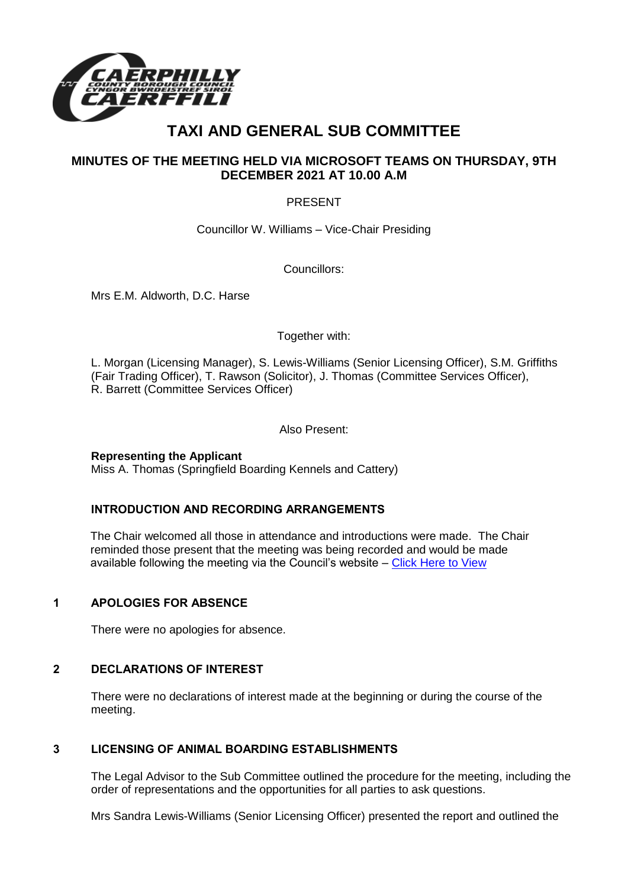# TAXI AND GENERAL SUB COMMITTEE

## MINUTES OF THE MEETING HELD VIA MICROSOFT TEAMS ON THURSDAY, 9TH DECEMBER 2021 AT 10.00 A.M

PRESENT

Councillor W. Williams – Vice-Chair Presiding

Councillors:

Mrs E.M. Aldworth, D.C. Harse

Together with:

L. Morgan (Licensing Manager), S. Lewis-Williams (Senior Licensing Officer), S.M. Griffiths (Fair Trading Officer), T. Rawson (Solicitor), J. Thomas (Committee Services Officer), R. Barrett (Committee Services Officer)

Also Present:

**Representing the Applicant**
Miss A. Thomas (Springfield Boarding Kennels and Cattery)

### INTRODUCTION AND RECORDING ARRANGEMENTS

The Chair welcomed all those in attendance and introductions were made. The Chair reminded those present that the meeting was being recorded and would be made available following the meeting via the Council's website – Click Here to View

### 1 APOLOGIES FOR ABSENCE

There were no apologies for absence.

### 2 DECLARATIONS OF INTEREST

There were no declarations of interest made at the beginning or during the course of the meeting.

### 3 LICENSING OF ANIMAL BOARDING ESTABLISHMENTS

The Legal Advisor to the Sub Committee outlined the procedure for the meeting, including the order of representations and the opportunities for all parties to ask questions.

Mrs Sandra Lewis-Williams (Senior Licensing Officer) presented the report and outlined the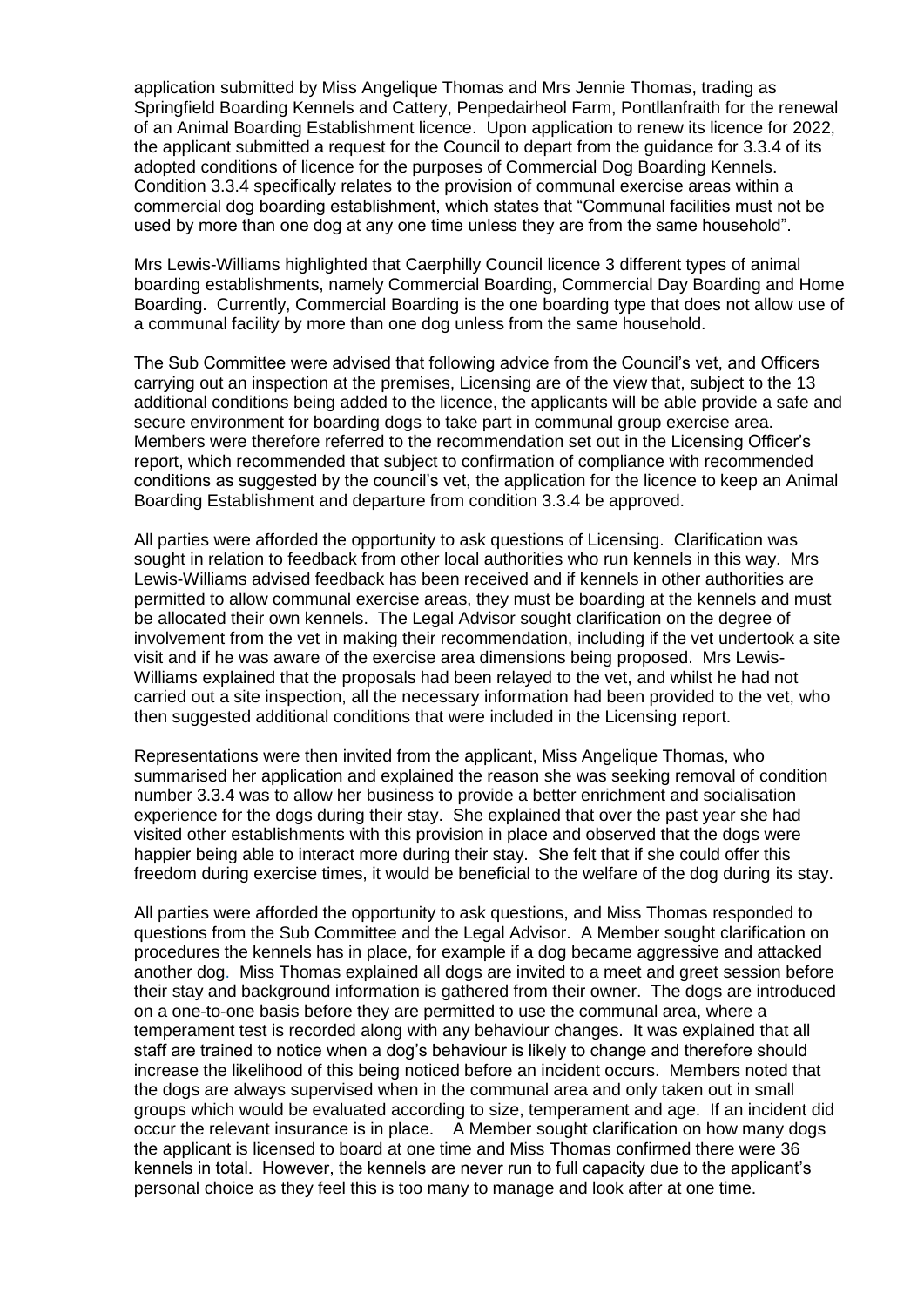application submitted by Miss Angelique Thomas and Mrs Jennie Thomas, trading as Springfield Boarding Kennels and Cattery, Penpedairheol Farm, Pontllanfraith for the renewal of an Animal Boarding Establishment licence. Upon application to renew its licence for 2022, the applicant submitted a request for the Council to depart from the guidance for 3.3.4 of its adopted conditions of licence for the purposes of Commercial Dog Boarding Kennels. Condition 3.3.4 specifically relates to the provision of communal exercise areas within a commercial dog boarding establishment, which states that "Communal facilities must not be used by more than one dog at any one time unless they are from the same household".

Mrs Lewis-Williams highlighted that Caerphilly Council licence 3 different types of animal boarding establishments, namely Commercial Boarding, Commercial Day Boarding and Home Boarding. Currently, Commercial Boarding is the one boarding type that does not allow use of a communal facility by more than one dog unless from the same household.

The Sub Committee were advised that following advice from the Council's vet, and Officers carrying out an inspection at the premises, Licensing are of the view that, subject to the 13 additional conditions being added to the licence, the applicants will be able provide a safe and secure environment for boarding dogs to take part in communal group exercise area. Members were therefore referred to the recommendation set out in the Licensing Officer's report, which recommended that subject to confirmation of compliance with recommended conditions as suggested by the council's vet, the application for the licence to keep an Animal Boarding Establishment and departure from condition 3.3.4 be approved.

All parties were afforded the opportunity to ask questions of Licensing. Clarification was sought in relation to feedback from other local authorities who run kennels in this way. Mrs Lewis-Williams advised feedback has been received and if kennels in other authorities are permitted to allow communal exercise areas, they must be boarding at the kennels and must be allocated their own kennels. The Legal Advisor sought clarification on the degree of involvement from the vet in making their recommendation, including if the vet undertook a site visit and if he was aware of the exercise area dimensions being proposed. Mrs Lewis-Williams explained that the proposals had been relayed to the vet, and whilst he had not carried out a site inspection, all the necessary information had been provided to the vet, who then suggested additional conditions that were included in the Licensing report.

Representations were then invited from the applicant, Miss Angelique Thomas, who summarised her application and explained the reason she was seeking removal of condition number 3.3.4 was to allow her business to provide a better enrichment and socialisation experience for the dogs during their stay. She explained that over the past year she had visited other establishments with this provision in place and observed that the dogs were happier being able to interact more during their stay. She felt that if she could offer this freedom during exercise times, it would be beneficial to the welfare of the dog during its stay.

All parties were afforded the opportunity to ask questions, and Miss Thomas responded to questions from the Sub Committee and the Legal Advisor. A Member sought clarification on procedures the kennels has in place, for example if a dog became aggressive and attacked another dog. Miss Thomas explained all dogs are invited to a meet and greet session before their stay and background information is gathered from their owner. The dogs are introduced on a one-to-one basis before they are permitted to use the communal area, where a temperament test is recorded along with any behaviour changes. It was explained that all staff are trained to notice when a dog's behaviour is likely to change and therefore should increase the likelihood of this being noticed before an incident occurs. Members noted that the dogs are always supervised when in the communal area and only taken out in small groups which would be evaluated according to size, temperament and age. If an incident did occur the relevant insurance is in place. A Member sought clarification on how many dogs the applicant is licensed to board at one time and Miss Thomas confirmed there were 36 kennels in total. However, the kennels are never run to full capacity due to the applicant's personal choice as they feel this is too many to manage and look after at one time.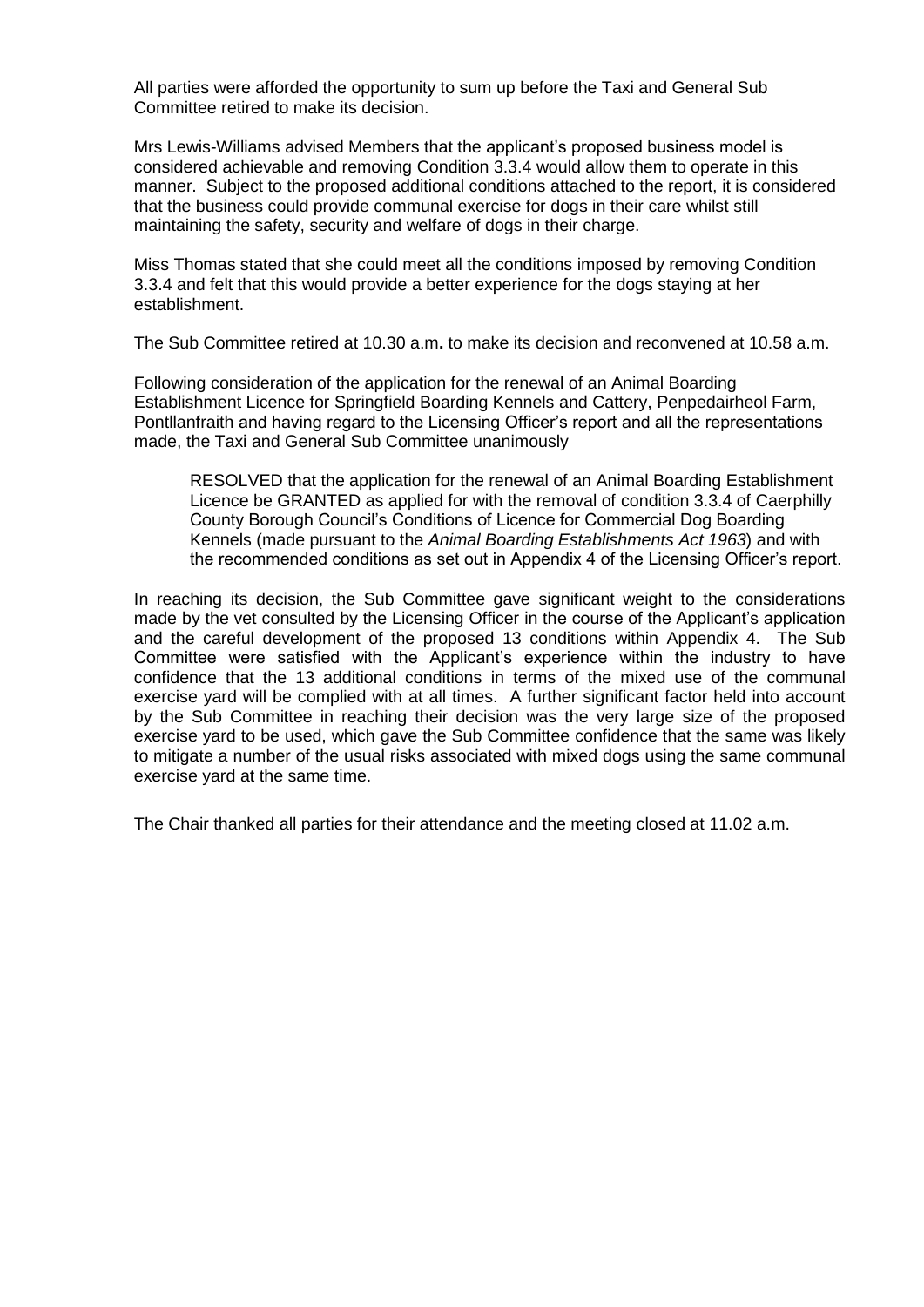All parties were afforded the opportunity to sum up before the Taxi and General Sub Committee retired to make its decision.

Mrs Lewis-Williams advised Members that the applicant's proposed business model is considered achievable and removing Condition 3.3.4 would allow them to operate in this manner. Subject to the proposed additional conditions attached to the report, it is considered that the business could provide communal exercise for dogs in their care whilst still maintaining the safety, security and welfare of dogs in their charge.

Miss Thomas stated that she could meet all the conditions imposed by removing Condition 3.3.4 and felt that this would provide a better experience for the dogs staying at her establishment.

The Sub Committee retired at 10.30 a.m**.** to make its decision and reconvened at 10.58 a.m.

Following consideration of the application for the renewal of an Animal Boarding Establishment Licence for Springfield Boarding Kennels and Cattery, Penpedairheol Farm, Pontllanfraith and having regard to the Licensing Officer's report and all the representations made, the Taxi and General Sub Committee unanimously

> RESOLVED that the application for the renewal of an Animal Boarding Establishment Licence be GRANTED as applied for with the removal of condition 3.3.4 of Caerphilly County Borough Council's Conditions of Licence for Commercial Dog Boarding Kennels (made pursuant to the *Animal Boarding Establishments Act 1963*) and with the recommended conditions as set out in Appendix 4 of the Licensing Officer's report.

In reaching its decision, the Sub Committee gave significant weight to the considerations made by the vet consulted by the Licensing Officer in the course of the Applicant's application and the careful development of the proposed 13 conditions within Appendix 4. The Sub Committee were satisfied with the Applicant's experience within the industry to have confidence that the 13 additional conditions in terms of the mixed use of the communal exercise yard will be complied with at all times. A further significant factor held into account by the Sub Committee in reaching their decision was the very large size of the proposed exercise yard to be used, which gave the Sub Committee confidence that the same was likely to mitigate a number of the usual risks associated with mixed dogs using the same communal exercise yard at the same time.

The Chair thanked all parties for their attendance and the meeting closed at 11.02 a.m.